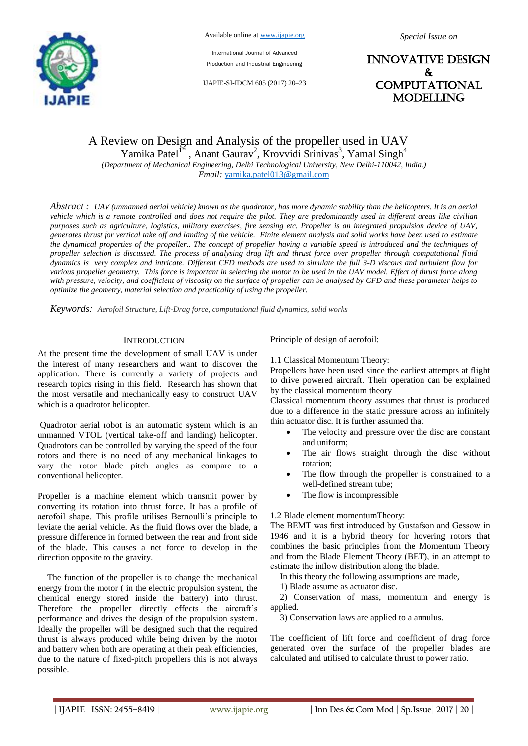# A Review on Design and Analysis of the propeller used in UAV

Yamika Patel[1*] , Anant Gaurav[2], Krovvidi Srinivas[3], Yamal Singh[4]

*(Department of Mechanical Engineering, Delhi Technological University, New Delhi-110042, India.)*

*Email:* yamika.patel013@gmail.com

*Abstract : UAV (unmanned aerial vehicle) known as the quadrotor, has more dynamic stability than the helicopters. It is an aerial vehicle which is a remote controlled and does not require the pilot. They are predominantly used in different areas like civilian purposes such as agriculture, logistics, military exercises, fire sensing etc. Propeller is an integrated propulsion device of UAV, generates thrust for vertical take off and landing of the vehicle. Finite element analysis and solid works have been used to estimate the dynamical properties of the propeller.. The concept of propeller having a variable speed is introduced and the techniques of propeller selection is discussed. The process of analysing drag lift and thrust force over propeller through computational fluid dynamics is very complex and intricate. Different CFD methods are used to simulate the full 3-D viscous and turbulent flow for various propeller geometry. This force is important in selecting the motor to be used in the UAV model. Effect of thrust force along with pressure, velocity, and coefficient of viscosity on the surface of propeller can be analysed by CFD and these parameter helps to optimize the geometry, material selection and practicality of using the propeller.*

*Keywords: Aerofoil Structure, Lift-Drag force, computational fluid dynamics, solid works*

## INTRODUCTION

At the present time the development of small UAV is under the interest of many researchers and want to discover the application. There is currently a variety of projects and research topics rising in this field. Research has shown that the most versatile and mechanically easy to construct UAV which is a quadrotor helicopter.

Quadrotor aerial robot is an automatic system which is an unmanned VTOL (vertical take-off and landing) helicopter. Quadrotors can be controlled by varying the speed of the four rotors and there is no need of any mechanical linkages to vary the rotor blade pitch angles as compare to a conventional helicopter.

Propeller is a machine element which transmit power by converting its rotation into thrust force. It has a profile of aerofoil shape. This profile utilises Bernoulli's principle to leviate the aerial vehicle. As the fluid flows over the blade, a pressure difference in formed between the rear and front side of the blade. This causes a net force to develop in the direction opposite to the gravity.

The function of the propeller is to change the mechanical energy from the motor ( in the electric propulsion system, the chemical energy stored inside the battery) into thrust. Therefore the propeller directly effects the aircraft's performance and drives the design of the propulsion system. Ideally the propeller will be designed such that the required thrust is always produced while being driven by the motor and battery when both are operating at their peak efficiencies, due to the nature of fixed-pitch propellers this is not always possible.

Principle of design of aerofoil:

### 1.1 Classical Momentum Theory:

Propellers have been used since the earliest attempts at flight to drive powered aircraft. Their operation can be explained by the classical momentum theory

Classical momentum theory assumes that thrust is produced due to a difference in the static pressure across an infinitely thin actuator disc. It is further assumed that

- The velocity and pressure over the disc are constant and uniform;
- The air flows straight through the disc without rotation;
- The flow through the propeller is constrained to a well-defined stream tube;
- The flow is incompressible

### 1.2 Blade element momentumTheory:

The BEMT was first introduced by Gustafson and Gessow in 1946 and it is a hybrid theory for hovering rotors that combines the basic principles from the Momentum Theory and from the Blade Element Theory (BET), in an attempt to estimate the inflow distribution along the blade.

In this theory the following assumptions are made,

1) Blade assume as actuator disc.

2) Conservation of mass, momentum and energy is applied.

3) Conservation laws are applied to a annulus.

The coefficient of lift force and coefficient of drag force generated over the surface of the propeller blades are calculated and utilised to calculate thrust to power ratio.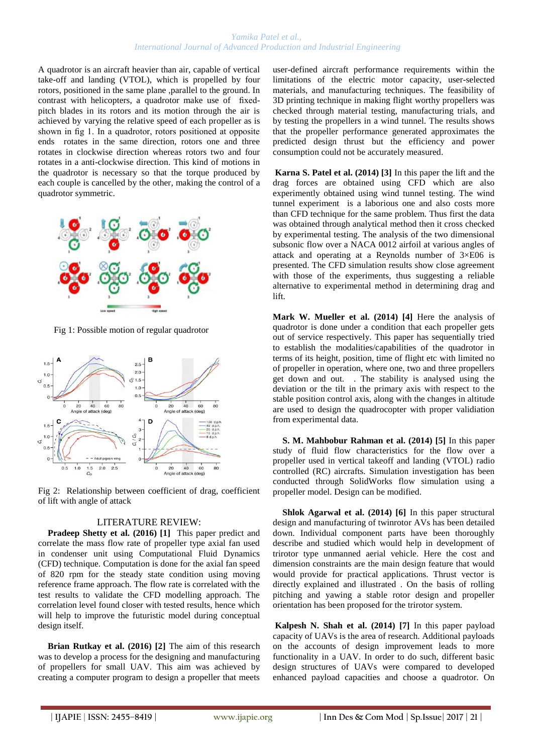A quadrotor is an aircraft heavier than air, capable of vertical take-off and landing (VTOL), which is propelled by four rotors, positioned in the same plane ,parallel to the ground. In contrast with helicopters, a quadrotor make use of fixed-pitch blades in its rotors and its motion through the air is achieved by varying the relative speed of each propeller as is shown in fig 1. In a quadrotor, rotors positioned at opposite ends rotates in the same direction, rotors one and three rotates in clockwise direction whereas rotors two and four rotates in a anti-clockwise direction. This kind of motions in the quadrotor is necessary so that the torque produced by each couple is cancelled by the other, making the control of a quadrotor symmetric.

Fig 1: Possible motion of regular quadrotor

Fig 2: Relationship between coefficient of drag, coefficient of lift with angle of attack

## LITERATURE REVIEW:

**Pradeep Shetty et al. (2016) [1]** This paper predict and correlate the mass flow rate of propeller type axial fan used in condenser unit using Computational Fluid Dynamics (CFD) technique. Computation is done for the axial fan speed of 820 rpm for the steady state condition using moving reference frame approach. The flow rate is correlated with the test results to validate the CFD modelling approach. The correlation level found closer with tested results, hence which will help to improve the futuristic model during conceptual design itself.

**Brian Rutkay et al. (2016) [2]** The aim of this research was to develop a process for the designing and manufacturing of propellers for small UAV. This aim was achieved by creating a computer program to design a propeller that meets user-defined aircraft performance requirements within the limitations of the electric motor capacity, user-selected materials, and manufacturing techniques. The feasibility of 3D printing technique in making flight worthy propellers was checked through material testing, manufacturing trials, and by testing the propellers in a wind tunnel. The results shows that the propeller performance generated approximates the predicted design thrust but the efficiency and power consumption could not be accurately measured.

**Karna S. Patel et al. (2014) [3]** In this paper the lift and the drag forces are obtained using CFD which are also experimently obtained using wind tunnel testing. The wind tunnel experiment is a laborious one and also costs more than CFD technique for the same problem. Thus first the data was obtained through analytical method then it cross checked by experimental testing. The analysis of the two dimensional subsonic flow over a NACA 0012 airfoil at various angles of attack and operating at a Reynolds number of 3×E06 is presented. The CFD simulation results show close agreement with those of the experiments, thus suggesting a reliable alternative to experimental method in determining drag and lift.

**Mark W. Mueller et al. (2014) [4]** Here the analysis of quadrotor is done under a condition that each propeller gets out of service respectively. This paper has sequentially tried to establish the modalities/capabilities of the quadrotor in terms of its height, position, time of flight etc with limited no of propeller in operation, where one, two and three propellers get down and out. . The stability is analysed using the deviation or the tilt in the primary axis with respect to the stable position control axis, along with the changes in altitude are used to design the quadrocopter with proper validiation from experimental data.

**S. M. Mahbobur Rahman et al. (2014) [5]** In this paper study of fluid flow characteristics for the flow over a propeller used in vertical takeoff and landing (VTOL) radio controlled (RC) aircrafts. Simulation investigation has been conducted through SolidWorks flow simulation using a propeller model. Design can be modified.

**Shlok Agarwal et al. (2014) [6]** In this paper structural design and manufacturing of twinrotor AVs has been detailed down. Individual component parts have been thoroughly describe and studied which would help in development of trirotor type unmanned aerial vehicle. Here the cost and dimension constraints are the main design feature that would would provide for practical applications. Thrust vector is directly explained and illustrated . On the basis of rolling pitching and yawing a stable rotor design and propeller orientation has been proposed for the trirotor system.

**Kalpesh N. Shah et al. (2014) [7]** In this paper payload capacity of UAVs is the area of research. Additional payloads on the accounts of design improvement leads to more functionality in a UAV. In order to do such, different basic design structures of UAVs were compared to developed enhanced payload capacities and choose a quadrotor. On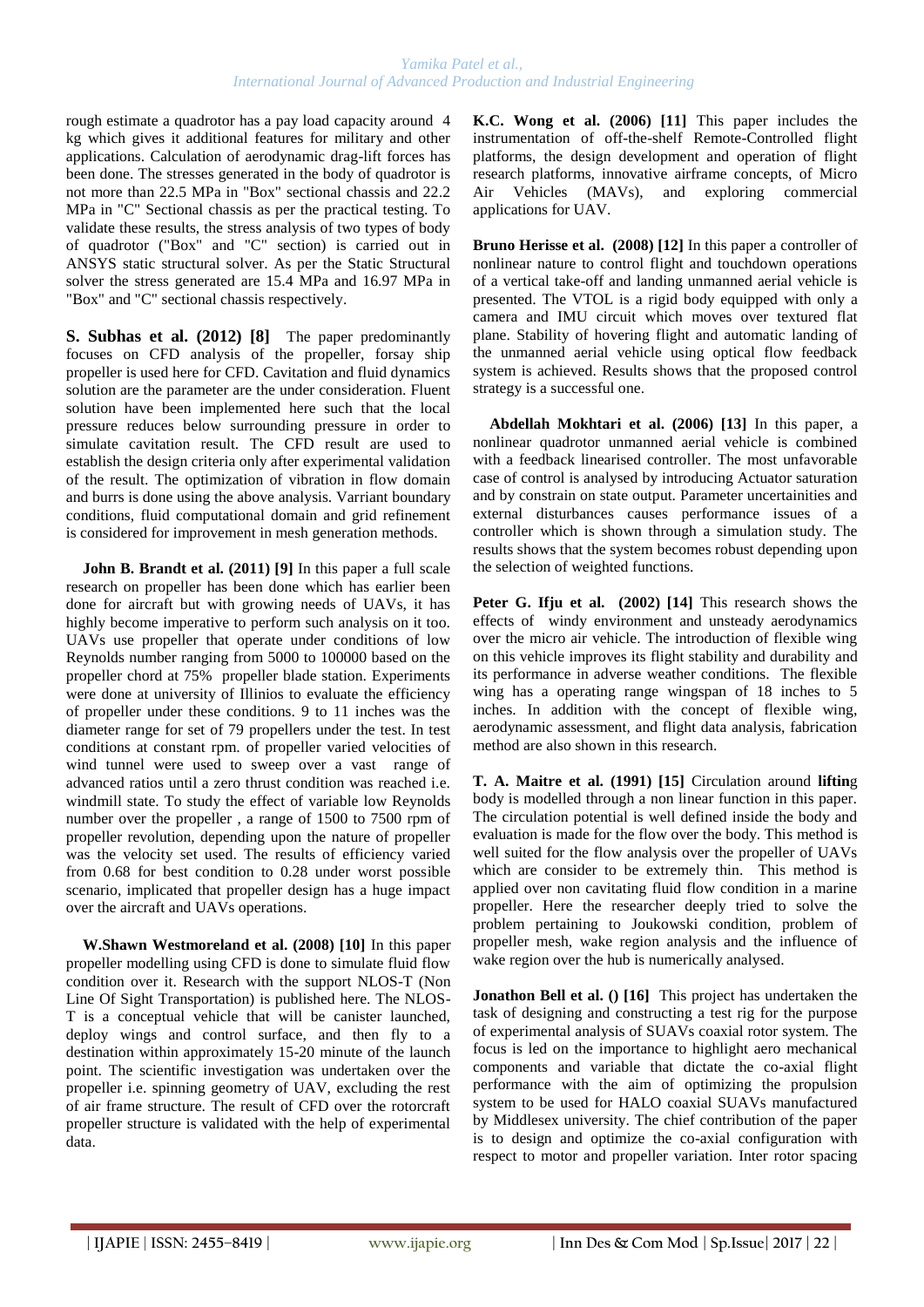rough estimate a quadrotor has a pay load capacity around 4 kg which gives it additional features for military and other applications. Calculation of aerodynamic drag-lift forces has been done. The stresses generated in the body of quadrotor is not more than 22.5 MPa in "Box" sectional chassis and 22.2 MPa in "C" Sectional chassis as per the practical testing. To validate these results, the stress analysis of two types of body of quadrotor ("Box" and "C" section) is carried out in ANSYS static structural solver. As per the Static Structural solver the stress generated are 15.4 MPa and 16.97 MPa in "Box" and "C" sectional chassis respectively.

**S. Subhas et al. (2012) [8]** The paper predominantly focuses on CFD analysis of the propeller, forsay ship propeller is used here for CFD. Cavitation and fluid dynamics solution are the parameter are the under consideration. Fluent solution have been implemented here such that the local pressure reduces below surrounding pressure in order to simulate cavitation result. The CFD result are used to establish the design criteria only after experimental validation of the result. The optimization of vibration in flow domain and burrs is done using the above analysis. Varriant boundary conditions, fluid computational domain and grid refinement is considered for improvement in mesh generation methods.

**John B. Brandt et al. (2011) [9]** In this paper a full scale research on propeller has been done which has earlier been done for aircraft but with growing needs of UAVs, it has highly become imperative to perform such analysis on it too. UAVs use propeller that operate under conditions of low Reynolds number ranging from 5000 to 100000 based on the propeller chord at 75% propeller blade station. Experiments were done at university of Illinios to evaluate the efficiency of propeller under these conditions. 9 to 11 inches was the diameter range for set of 79 propellers under the test. In test conditions at constant rpm. of propeller varied velocities of wind tunnel were used to sweep over a vast range of advanced ratios until a zero thrust condition was reached i.e. windmill state. To study the effect of variable low Reynolds number over the propeller , a range of 1500 to 7500 rpm of propeller revolution, depending upon the nature of propeller was the velocity set used. The results of efficiency varied from 0.68 for best condition to 0.28 under worst possible scenario, implicated that propeller design has a huge impact over the aircraft and UAVs operations.

**W.Shawn Westmoreland et al. (2008) [10]** In this paper propeller modelling using CFD is done to simulate fluid flow condition over it. Research with the support NLOS-T (Non Line Of Sight Transportation) is published here. The NLOS-T is a conceptual vehicle that will be canister launched, deploy wings and control surface, and then fly to a destination within approximately 15-20 minute of the launch point. The scientific investigation was undertaken over the propeller i.e. spinning geometry of UAV, excluding the rest of air frame structure. The result of CFD over the rotorcraft propeller structure is validated with the help of experimental data.

**K.C. Wong et al. (2006) [11]** This paper includes the instrumentation of off-the-shelf Remote-Controlled flight platforms, the design development and operation of flight research platforms, innovative airframe concepts, of Micro Air Vehicles (MAVs), and exploring commercial applications for UAV.

**Bruno Herisse et al. (2008) [12]** In this paper a controller of nonlinear nature to control flight and touchdown operations of a vertical take-off and landing unmanned aerial vehicle is presented. The VTOL is a rigid body equipped with only a camera and IMU circuit which moves over textured flat plane. Stability of hovering flight and automatic landing of the unmanned aerial vehicle using optical flow feedback system is achieved. Results shows that the proposed control strategy is a successful one.

**Abdellah Mokhtari et al. (2006) [13]** In this paper, a nonlinear quadrotor unmanned aerial vehicle is combined with a feedback linearised controller. The most unfavorable case of control is analysed by introducing Actuator saturation and by constrain on state output. Parameter uncertainities and external disturbances causes performance issues of a controller which is shown through a simulation study. The results shows that the system becomes robust depending upon the selection of weighted functions.

**Peter G. Ifju et al. (2002) [14]** This research shows the effects of windy environment and unsteady aerodynamics over the micro air vehicle. The introduction of flexible wing on this vehicle improves its flight stability and durability and its performance in adverse weather conditions. The flexible wing has a operating range wingspan of 18 inches to 5 inches. In addition with the concept of flexible wing, aerodynamic assessment, and flight data analysis, fabrication method are also shown in this research.

**T. A. Maitre et al. (1991) [15]** Circulation around **liftin**g body is modelled through a non linear function in this paper. The circulation potential is well defined inside the body and evaluation is made for the flow over the body. This method is well suited for the flow analysis over the propeller of UAVs which are consider to be extremely thin. This method is applied over non cavitating fluid flow condition in a marine propeller. Here the researcher deeply tried to solve the problem pertaining to Joukowski condition, problem of propeller mesh, wake region analysis and the influence of wake region over the hub is numerically analysed.

**Jonathon Bell et al. () [16]** This project has undertaken the task of designing and constructing a test rig for the purpose of experimental analysis of SUAVs coaxial rotor system. The focus is led on the importance to highlight aero mechanical components and variable that dictate the co-axial flight performance with the aim of optimizing the propulsion system to be used for HALO coaxial SUAVs manufactured by Middlesex university. The chief contribution of the paper is to design and optimize the co-axial configuration with respect to motor and propeller variation. Inter rotor spacing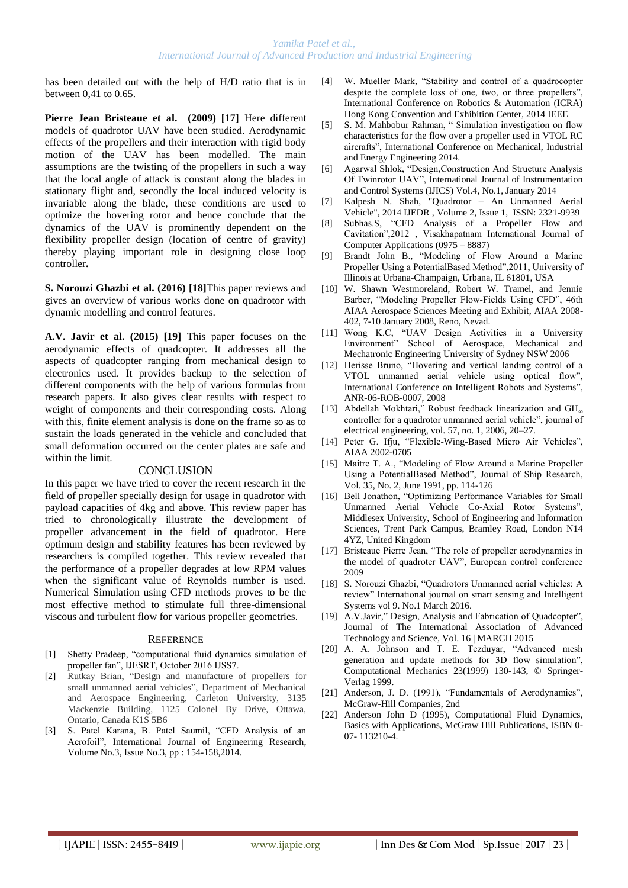has been detailed out with the help of H/D ratio that is in between 0,41 to 0.65.

**Pierre Jean Bristeaue et al. (2009) [17]** Here different models of quadrotor UAV have been studied. Aerodynamic effects of the propellers and their interaction with rigid body motion of the UAV has been modelled. The main assumptions are the twisting of the propellers in such a way that the local angle of attack is constant along the blades in stationary flight and, secondly the local induced velocity is invariable along the blade, these conditions are used to optimize the hovering rotor and hence conclude that the dynamics of the UAV is prominently dependent on the flexibility propeller design (location of centre of gravity) thereby playing important role in designing close loop controller**.**

**S. Norouzi Ghazbi et al. (2016) [18]**This paper reviews and gives an overview of various works done on quadrotor with dynamic modelling and control features.

**A.V. Javir et al. (2015) [19]** This paper focuses on the aerodynamic effects of quadcopter. It addresses all the aspects of quadcopter ranging from mechanical design to electronics used. It provides backup to the selection of different components with the help of various formulas from research papers. It also gives clear results with respect to weight of components and their corresponding costs. Along with this, finite element analysis is done on the frame so as to sustain the loads generated in the vehicle and concluded that small deformation occurred on the center plates are safe and within the limit.

## CONCLUSION

In this paper we have tried to cover the recent research in the field of propeller specially design for usage in quadrotor with payload capacities of 4kg and above. This review paper has tried to chronologically illustrate the development of propeller advancement in the field of quadrotor. Here optimum design and stability features has been reviewed by researchers is compiled together. This review revealed that the performance of a propeller degrades at low RPM values when the significant value of Reynolds number is used. Numerical Simulation using CFD methods proves to be the most effective method to stimulate full three-dimensional viscous and turbulent flow for various propeller geometries.

## REFERENCE

[1] Shetty Pradeep, "computational fluid dynamics simulation of propeller fan", IJESRT, October 2016 IJSS7.

[2] Rutkay Brian, "Design and manufacture of propellers for small unmanned aerial vehicles", Department of Mechanical and Aerospace Engineering, Carleton University, 3135 Mackenzie Building, 1125 Colonel By Drive, Ottawa, Ontario, Canada K1S 5B6

[3] S. Patel Karana, B. Patel Saumil, "CFD Analysis of an Aerofoil", International Journal of Engineering Research, Volume No.3, Issue No.3, pp : 154-158,2014.

[4] W. Mueller Mark, "Stability and control of a quadrocopter despite the complete loss of one, two, or three propellers", International Conference on Robotics & Automation (ICRA) Hong Kong Convention and Exhibition Center, 2014 IEEE

[5] S. M. Mahbobur Rahman, " Simulation investigation on flow characteristics for the flow over a propeller used in VTOL RC aircrafts", International Conference on Mechanical, Industrial and Energy Engineering 2014.

[6] Agarwal Shlok, "Design,Construction And Structure Analysis Of Twinrotor UAV", International Journal of Instrumentation and Control Systems (IJICS) Vol.4, No.1, January 2014

[7] Kalpesh N. Shah, "Quadrotor – An Unmanned Aerial Vehicle", 2014 IJEDR , Volume 2, Issue 1, ISSN: 2321-9939

[8] Subhas.S, "CFD Analysis of a Propeller Flow and Cavitation",2012 , Visakhapatnam International Journal of Computer Applications (0975 – 8887)

[9] Brandt John B., "Modeling of Flow Around a Marine Propeller Using a PotentialBased Method",2011, University of Illinois at Urbana-Champaign, Urbana, IL 61801, USA

[10] W. Shawn Westmoreland, Robert W. Tramel, and Jennie Barber, "Modeling Propeller Flow-Fields Using CFD", 46th AIAA Aerospace Sciences Meeting and Exhibit, AIAA 2008-402, 7-10 January 2008, Reno, Nevad.

[11] Wong K.C, "UAV Design Activities in a University Environment" School of Aerospace, Mechanical and Mechatronic Engineering University of Sydney NSW 2006

[12] Herisse Bruno, "Hovering and vertical landing control of a VTOL unmanned aerial vehicle using optical flow", International Conference on Intelligent Robots and Systems", ANR-06-ROB-0007, 2008

[13] Abdellah Mokhtari," Robust feedback linearization and $GH_\infty$ controller for a quadrotor unmanned aerial vehicle", journal of electrical engineering, vol. 57, no. 1, 2006, 20–27.

[14] Peter G. Ifju, "Flexible-Wing-Based Micro Air Vehicles", AIAA 2002-0705

[15] Maitre T. A., "Modeling of Flow Around a Marine Propeller Using a PotentialBased Method", Journal of Ship Research, Vol. 35, No. 2, June 1991, pp. 114-126

[16] Bell Jonathon, "Optimizing Performance Variables for Small Unmanned Aerial Vehicle Co-Axial Rotor Systems", Middlesex University, School of Engineering and Information Sciences, Trent Park Campus, Bramley Road, London N14 4YZ, United Kingdom

[17] Bristeaue Pierre Jean, "The role of propeller aerodynamics in the model of quadroter UAV", European control conference 2009

[18] S. Norouzi Ghazbi, "Quadrotors Unmanned aerial vehicles: A review" International journal on smart sensing and Intelligent Systems vol 9. No.1 March 2016.

[19] A.V.Javir," Design, Analysis and Fabrication of Quadcopter", Journal of The International Association of Advanced Technology and Science, Vol. 16 | MARCH 2015

[20] A. A. Johnson and T. E. Tezduyar, "Advanced mesh generation and update methods for 3D flow simulation", Computational Mechanics 23(1999) 130-143, © Springer-Verlag 1999.

[21] Anderson, J. D. (1991), "Fundamentals of Aerodynamics", McGraw-Hill Companies, 2nd

[22] Anderson John D (1995), Computational Fluid Dynamics, Basics with Applications, McGraw Hill Publications, ISBN 0-07- 113210-4.